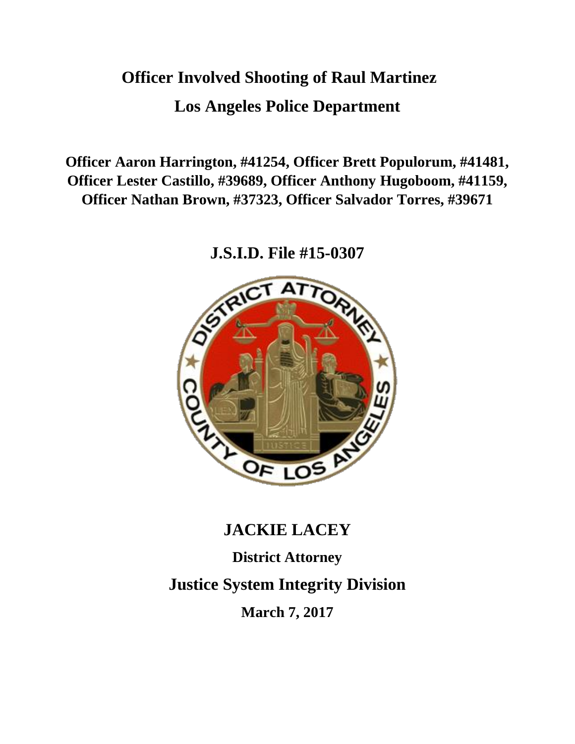# Officer Involved Shooting of Raul Martinez

## Los Angeles Police Department

**Officer Aaron Harrington, #41254, Officer Brett Populorum, #41481, Officer Lester Castillo, #39689, Officer Anthony Hugoboom, #41159, Officer Nathan Brown, #37323, Officer Salvador Torres, #39671**

## J.S.I.D. File #15-0307

## JACKIE LACEY

**District Attorney**

## Justice System Integrity Division

**March 7, 2017**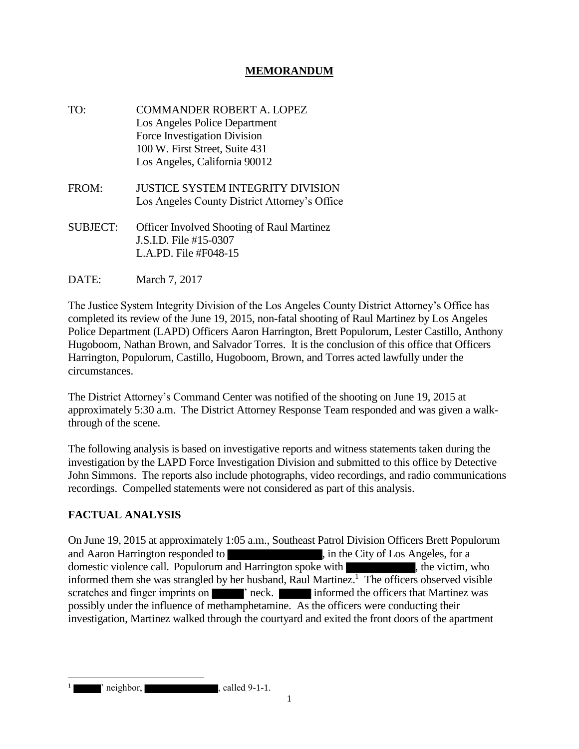# MEMORANDUM

TO: COMMANDER ROBERT A. LOPEZ
Los Angeles Police Department
Force Investigation Division
100 W. First Street, Suite 431
Los Angeles, California 90012

FROM: JUSTICE SYSTEM INTEGRITY DIVISION
Los Angeles County District Attorney's Office

SUBJECT: Officer Involved Shooting of Raul Martinez
J.S.I.D. File #15-0307
L.A.PD. File #F048-15

DATE: March 7, 2017

The Justice System Integrity Division of the Los Angeles County District Attorney's Office has completed its review of the June 19, 2015, non-fatal shooting of Raul Martinez by Los Angeles Police Department (LAPD) Officers Aaron Harrington, Brett Populorum, Lester Castillo, Anthony Hugoboom, Nathan Brown, and Salvador Torres. It is the conclusion of this office that Officers Harrington, Populorum, Castillo, Hugoboom, Brown, and Torres acted lawfully under the circumstances.

The District Attorney's Command Center was notified of the shooting on June 19, 2015 at approximately 5:30 a.m. The District Attorney Response Team responded and was given a walk-through of the scene.

The following analysis is based on investigative reports and witness statements taken during the investigation by the LAPD Force Investigation Division and submitted to this office by Detective John Simmons. The reports also include photographs, video recordings, and radio communications recordings. Compelled statements were not considered as part of this analysis.

## FACTUAL ANALYSIS

On June 19, 2015 at approximately 1:05 a.m., Southeast Patrol Division Officers Brett Populorum and Aaron Harrington responded to [REDACTED], in the City of Los Angeles, for a domestic violence call. Populorum and Harrington spoke with [REDACTED], the victim, who informed them she was strangled by her husband, Raul Martinez.[1] The officers observed visible scratches and finger imprints on [REDACTED]' neck. [REDACTED] informed the officers that Martinez was possibly under the influence of methamphetamine. As the officers were conducting their investigation, Martinez walked through the courtyard and exited the front doors of the apartment

[1] [REDACTED]' neighbor, [REDACTED], called 9-1-1.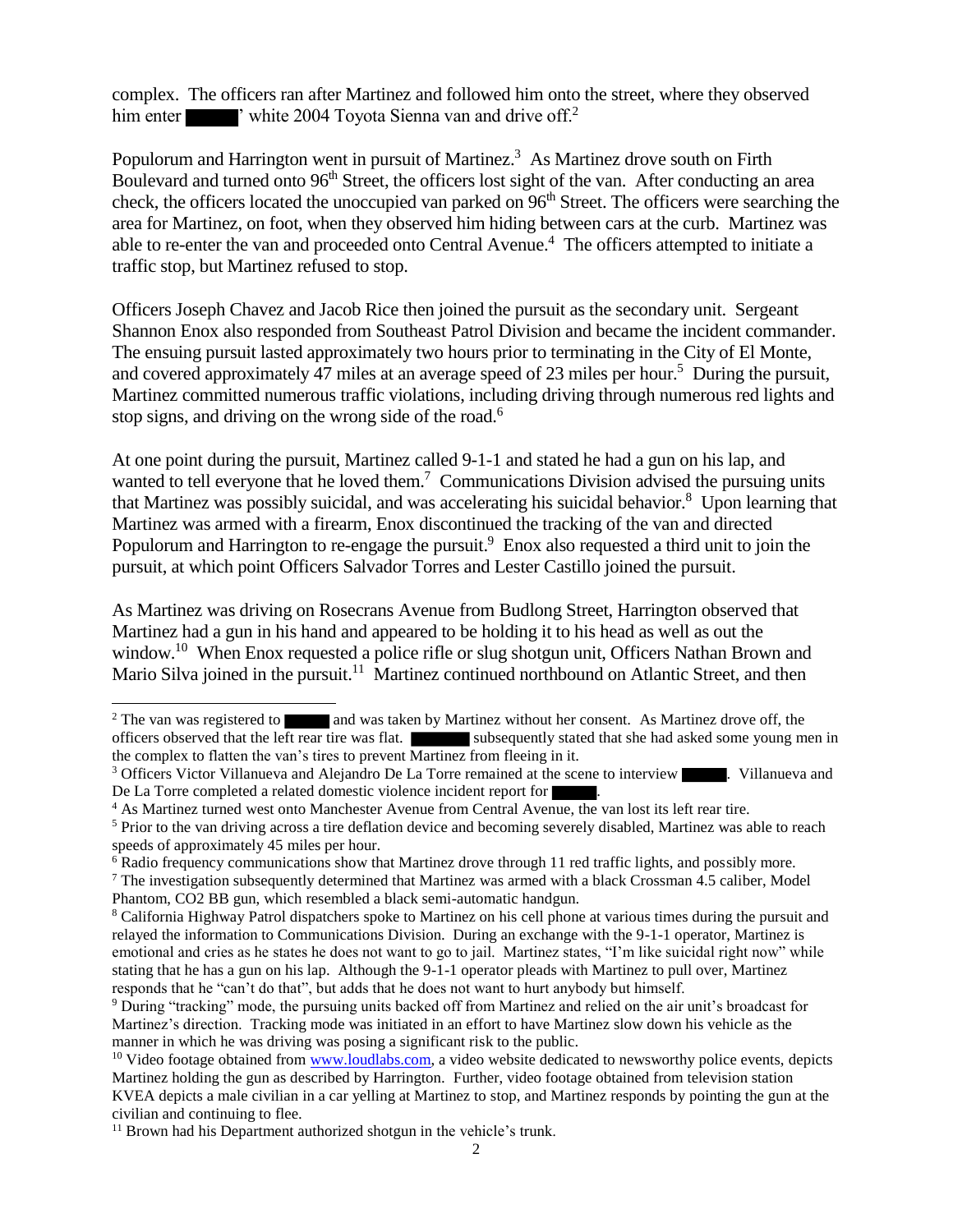complex. The officers ran after Martinez and followed him onto the street, where they observed him enter ██████' white 2004 Toyota Sienna van and drive off.[2]

Populorum and Harrington went in pursuit of Martinez.[3] As Martinez drove south on Firth Boulevard and turned onto 96th Street, the officers lost sight of the van. After conducting an area check, the officers located the unoccupied van parked on 96th Street. The officers were searching the area for Martinez, on foot, when they observed him hiding between cars at the curb. Martinez was able to re-enter the van and proceeded onto Central Avenue.[4] The officers attempted to initiate a traffic stop, but Martinez refused to stop.

Officers Joseph Chavez and Jacob Rice then joined the pursuit as the secondary unit. Sergeant Shannon Enox also responded from Southeast Patrol Division and became the incident commander. The ensuing pursuit lasted approximately two hours prior to terminating in the City of El Monte, and covered approximately 47 miles at an average speed of 23 miles per hour.[5] During the pursuit, Martinez committed numerous traffic violations, including driving through numerous red lights and stop signs, and driving on the wrong side of the road.[6]

At one point during the pursuit, Martinez called 9-1-1 and stated he had a gun on his lap, and wanted to tell everyone that he loved them.[7] Communications Division advised the pursuing units that Martinez was possibly suicidal, and was accelerating his suicidal behavior.[8] Upon learning that Martinez was armed with a firearm, Enox discontinued the tracking of the van and directed Populorum and Harrington to re-engage the pursuit.[9] Enox also requested a third unit to join the pursuit, at which point Officers Salvador Torres and Lester Castillo joined the pursuit.

As Martinez was driving on Rosecrans Avenue from Budlong Street, Harrington observed that Martinez had a gun in his hand and appeared to be holding it to his head as well as out the window.[10] When Enox requested a police rifle or slug shotgun unit, Officers Nathan Brown and Mario Silva joined in the pursuit.[11] Martinez continued northbound on Atlantic Street, and then

---

[2] The van was registered to ██████ and was taken by Martinez without her consent. As Martinez drove off, the officers observed that the left rear tire was flat. ██████ subsequently stated that she had asked some young men in the complex to flatten the van's tires to prevent Martinez from fleeing in it.

[3] Officers Victor Villanueva and Alejandro De La Torre remained at the scene to interview ██████. Villanueva and De La Torre completed a related domestic violence incident report for ██████.

[4] As Martinez turned west onto Manchester Avenue from Central Avenue, the van lost its left rear tire.

[5] Prior to the van driving across a tire deflation device and becoming severely disabled, Martinez was able to reach speeds of approximately 45 miles per hour.

[6] Radio frequency communications show that Martinez drove through 11 red traffic lights, and possibly more.

[7] The investigation subsequently determined that Martinez was armed with a black Crossman 4.5 caliber, Model Phantom, CO2 BB gun, which resembled a black semi-automatic handgun.

[8] California Highway Patrol dispatchers spoke to Martinez on his cell phone at various times during the pursuit and relayed the information to Communications Division. During an exchange with the 9-1-1 operator, Martinez is emotional and cries as he states he does not want to go to jail. Martinez states, "I'm like suicidal right now" while stating that he has a gun on his lap. Although the 9-1-1 operator pleads with Martinez to pull over, Martinez responds that he "can't do that", but adds that he does not want to hurt anybody but himself.

[9] During "tracking" mode, the pursuing units backed off from Martinez and relied on the air unit's broadcast for Martinez's direction. Tracking mode was initiated in an effort to have Martinez slow down his vehicle as the manner in which he was driving was posing a significant risk to the public.

[10] Video footage obtained from www.loudlabs.com, a video website dedicated to newsworthy police events, depicts Martinez holding the gun as described by Harrington. Further, video footage obtained from television station KVEA depicts a male civilian in a car yelling at Martinez to stop, and Martinez responds by pointing the gun at the civilian and continuing to flee.

[11] Brown had his Department authorized shotgun in the vehicle's trunk.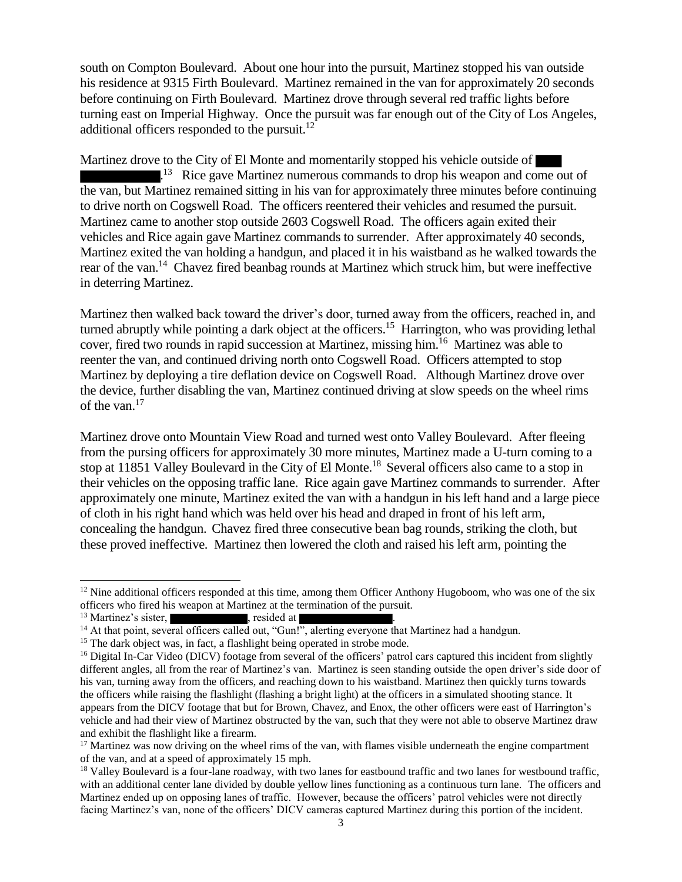south on Compton Boulevard. About one hour into the pursuit, Martinez stopped his van outside his residence at 9315 Firth Boulevard. Martinez remained in the van for approximately 20 seconds before continuing on Firth Boulevard. Martinez drove through several red traffic lights before turning east on Imperial Highway. Once the pursuit was far enough out of the City of Los Angeles, additional officers responded to the pursuit.[12]

Martinez drove to the City of El Monte and momentarily stopped his vehicle outside of ████ ██████████.[13] Rice gave Martinez numerous commands to drop his weapon and come out of the van, but Martinez remained sitting in his van for approximately three minutes before continuing to drive north on Cogswell Road. The officers reentered their vehicles and resumed the pursuit. Martinez came to another stop outside 2603 Cogswell Road. The officers again exited their vehicles and Rice again gave Martinez commands to surrender. After approximately 40 seconds, Martinez exited the van holding a handgun, and placed it in his waistband as he walked towards the rear of the van.[14] Chavez fired beanbag rounds at Martinez which struck him, but were ineffective in deterring Martinez.

Martinez then walked back toward the driver's door, turned away from the officers, reached in, and turned abruptly while pointing a dark object at the officers.[15] Harrington, who was providing lethal cover, fired two rounds in rapid succession at Martinez, missing him.[16] Martinez was able to reenter the van, and continued driving north onto Cogswell Road. Officers attempted to stop Martinez by deploying a tire deflation device on Cogswell Road. Although Martinez drove over the device, further disabling the van, Martinez continued driving at slow speeds on the wheel rims of the van.[17]

Martinez drove onto Mountain View Road and turned west onto Valley Boulevard. After fleeing from the pursing officers for approximately 30 more minutes, Martinez made a U-turn coming to a stop at 11851 Valley Boulevard in the City of El Monte.[18] Several officers also came to a stop in their vehicles on the opposing traffic lane. Rice again gave Martinez commands to surrender. After approximately one minute, Martinez exited the van with a handgun in his left hand and a large piece of cloth in his right hand which was held over his head and draped in front of his left arm, concealing the handgun. Chavez fired three consecutive bean bag rounds, striking the cloth, but these proved ineffective. Martinez then lowered the cloth and raised his left arm, pointing the

---

[12] Nine additional officers responded at this time, among them Officer Anthony Hugoboom, who was one of the six officers who fired his weapon at Martinez at the termination of the pursuit.

[13] Martinez's sister, ████████████, resided at ██████████████.

[14] At that point, several officers called out, "Gun!", alerting everyone that Martinez had a handgun.

[15] The dark object was, in fact, a flashlight being operated in strobe mode.

[16] Digital In-Car Video (DICV) footage from several of the officers' patrol cars captured this incident from slightly different angles, all from the rear of Martinez's van. Martinez is seen standing outside the open driver's side door of his van, turning away from the officers, and reaching down to his waistband. Martinez then quickly turns towards the officers while raising the flashlight (flashing a bright light) at the officers in a simulated shooting stance. It appears from the DICV footage that but for Brown, Chavez, and Enox, the other officers were east of Harrington's vehicle and had their view of Martinez obstructed by the van, such that they were not able to observe Martinez draw and exhibit the flashlight like a firearm.

[17] Martinez was now driving on the wheel rims of the van, with flames visible underneath the engine compartment of the van, and at a speed of approximately 15 mph.

[18] Valley Boulevard is a four-lane roadway, with two lanes for eastbound traffic and two lanes for westbound traffic, with an additional center lane divided by double yellow lines functioning as a continuous turn lane. The officers and Martinez ended up on opposing lanes of traffic. However, because the officers' patrol vehicles were not directly facing Martinez's van, none of the officers' DICV cameras captured Martinez during this portion of the incident.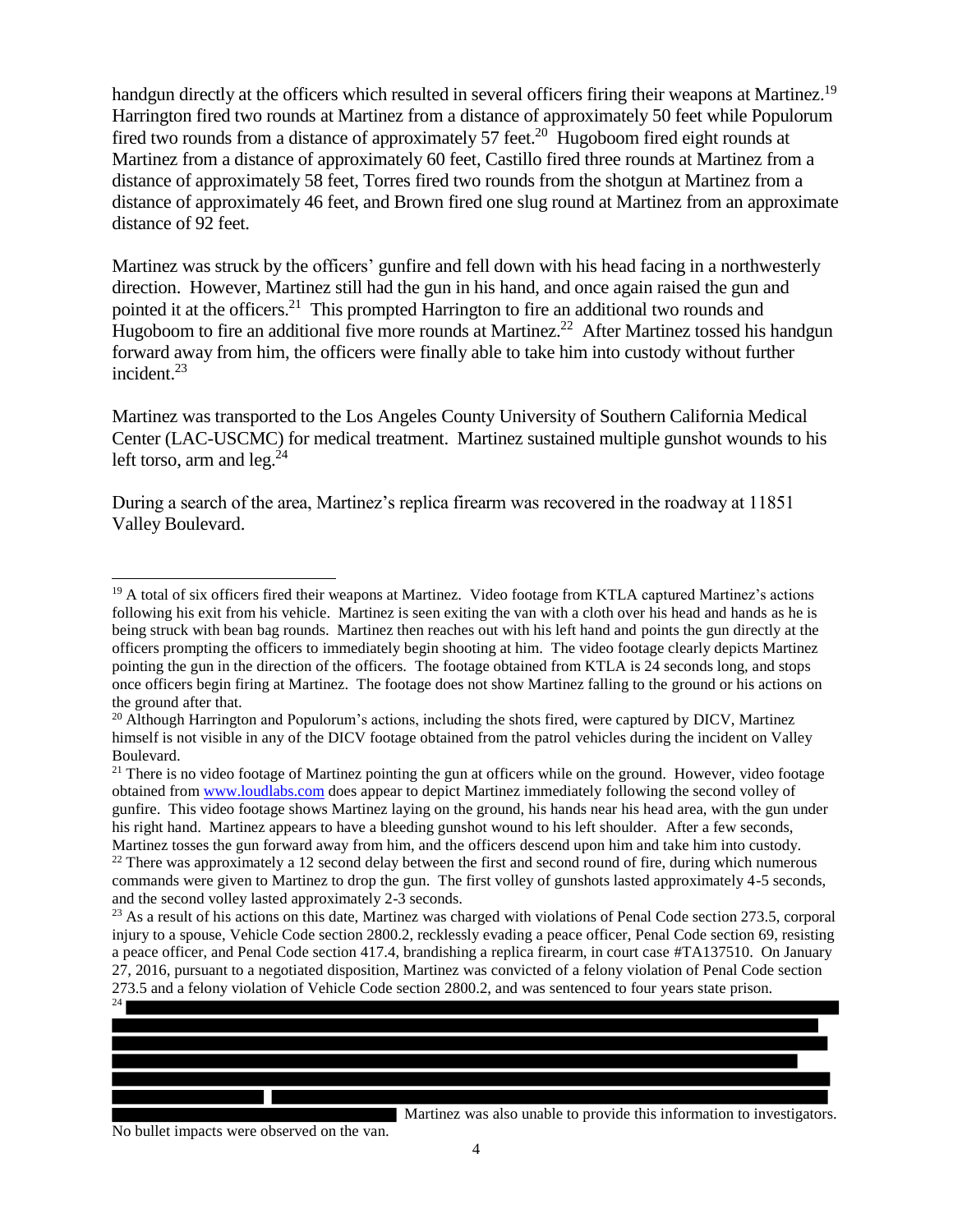handgun directly at the officers which resulted in several officers firing their weapons at Martinez.[19] Harrington fired two rounds at Martinez from a distance of approximately 50 feet while Populorum fired two rounds from a distance of approximately 57 feet.[20] Hugoboom fired eight rounds at Martinez from a distance of approximately 60 feet, Castillo fired three rounds at Martinez from a distance of approximately 58 feet, Torres fired two rounds from the shotgun at Martinez from a distance of approximately 46 feet, and Brown fired one slug round at Martinez from an approximate distance of 92 feet.

Martinez was struck by the officers' gunfire and fell down with his head facing in a northwesterly direction. However, Martinez still had the gun in his hand, and once again raised the gun and pointed it at the officers.[21] This prompted Harrington to fire an additional two rounds and Hugoboom to fire an additional five more rounds at Martinez.[22] After Martinez tossed his handgun forward away from him, the officers were finally able to take him into custody without further incident.[23]

Martinez was transported to the Los Angeles County University of Southern California Medical Center (LAC-USCMC) for medical treatment. Martinez sustained multiple gunshot wounds to his left torso, arm and leg.[24]

During a search of the area, Martinez's replica firearm was recovered in the roadway at 11851 Valley Boulevard.

---

[19] A total of six officers fired their weapons at Martinez. Video footage from KTLA captured Martinez's actions following his exit from his vehicle. Martinez is seen exiting the van with a cloth over his head and hands as he is being struck with bean bag rounds. Martinez then reaches out with his left hand and points the gun directly at the officers prompting the officers to immediately begin shooting at him. The video footage clearly depicts Martinez pointing the gun in the direction of the officers. The footage obtained from KTLA is 24 seconds long, and stops once officers begin firing at Martinez. The footage does not show Martinez falling to the ground or his actions on the ground after that.

[20] Although Harrington and Populorum's actions, including the shots fired, were captured by DICV, Martinez himself is not visible in any of the DICV footage obtained from the patrol vehicles during the incident on Valley Boulevard.

[21] There is no video footage of Martinez pointing the gun at officers while on the ground. However, video footage obtained from www.loudlabs.com does appear to depict Martinez immediately following the second volley of gunfire. This video footage shows Martinez laying on the ground, his hands near his head area, with the gun under his right hand. Martinez appears to have a bleeding gunshot wound to his left shoulder. After a few seconds, Martinez tosses the gun forward away from him, and the officers descend upon him and take him into custody.

[22] There was approximately a 12 second delay between the first and second round of fire, during which numerous commands were given to Martinez to drop the gun. The first volley of gunshots lasted approximately 4-5 seconds, and the second volley lasted approximately 2-3 seconds.

[23] As a result of his actions on this date, Martinez was charged with violations of Penal Code section 273.5, corporal injury to a spouse, Vehicle Code section 2800.2, recklessly evading a peace officer, Penal Code section 69, resisting a peace officer, and Penal Code section 417.4, brandishing a replica firearm, in court case #TA137510. On January 27, 2016, pursuant to a negotiated disposition, Martinez was convicted of a felony violation of Penal Code section 273.5 and a felony violation of Vehicle Code section 2800.2, and was sentenced to four years state prison.

[24] [REDACTED] Martinez was also unable to provide this information to investigators. No bullet impacts were observed on the van.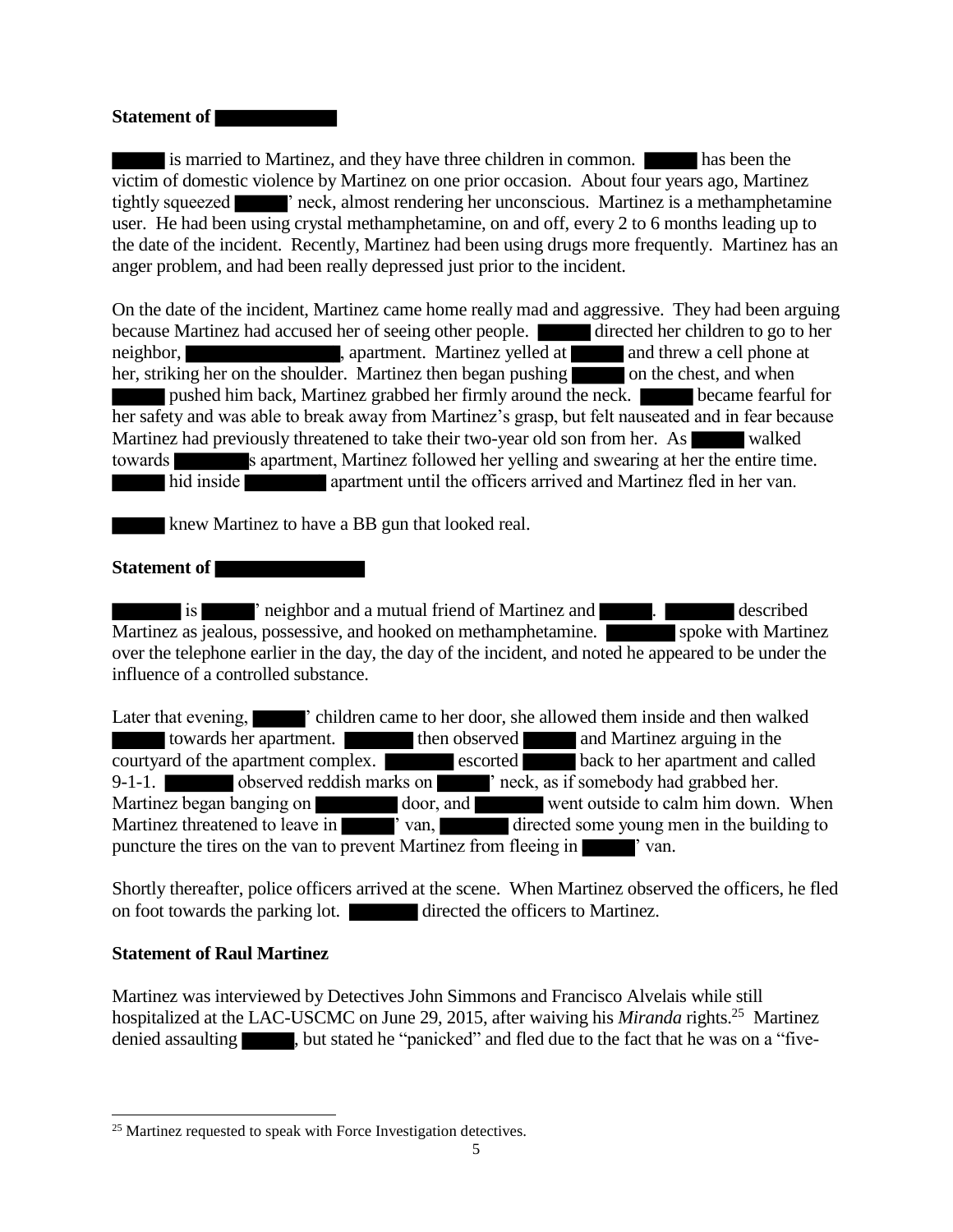**Statement of █████**

█████ is married to Martinez, and they have three children in common. █████ has been the victim of domestic violence by Martinez on one prior occasion. About four years ago, Martinez tightly squeezed █████' neck, almost rendering her unconscious. Martinez is a methamphetamine user. He had been using crystal methamphetamine, on and off, every 2 to 6 months leading up to the date of the incident. Recently, Martinez had been using drugs more frequently. Martinez has an anger problem, and had been really depressed just prior to the incident.

On the date of the incident, Martinez came home really mad and aggressive. They had been arguing because Martinez had accused her of seeing other people. █████ directed her children to go to her neighbor, █████, apartment. Martinez yelled at █████ and threw a cell phone at her, striking her on the shoulder. Martinez then began pushing █████ on the chest, and when █████ pushed him back, Martinez grabbed her firmly around the neck. █████ became fearful for her safety and was able to break away from Martinez's grasp, but felt nauseated and in fear because Martinez had previously threatened to take their two-year old son from her. As █████ walked towards █████s apartment, Martinez followed her yelling and swearing at her the entire time. █████ hid inside █████ apartment until the officers arrived and Martinez fled in her van.

█████ knew Martinez to have a BB gun that looked real.

**Statement of █████**

█████ is █████' neighbor and a mutual friend of Martinez and █████. █████ described Martinez as jealous, possessive, and hooked on methamphetamine. █████ spoke with Martinez over the telephone earlier in the day, the day of the incident, and noted he appeared to be under the influence of a controlled substance.

Later that evening, █████' children came to her door, she allowed them inside and then walked █████ towards her apartment. █████ then observed █████ and Martinez arguing in the courtyard of the apartment complex. █████ escorted █████ back to her apartment and called 9-1-1. █████ observed reddish marks on █████' neck, as if somebody had grabbed her. Martinez began banging on █████ door, and █████ went outside to calm him down. When Martinez threatened to leave in █████' van, █████ directed some young men in the building to puncture the tires on the van to prevent Martinez from fleeing in █████' van.

Shortly thereafter, police officers arrived at the scene. When Martinez observed the officers, he fled on foot towards the parking lot. █████ directed the officers to Martinez.

**Statement of Raul Martinez**

Martinez was interviewed by Detectives John Simmons and Francisco Alvelais while still hospitalized at the LAC-USCMC on June 29, 2015, after waiving his *Miranda* rights.[25] Martinez denied assaulting █████, but stated he "panicked" and fled due to the fact that he was on a "five-

---

[25] Martinez requested to speak with Force Investigation detectives.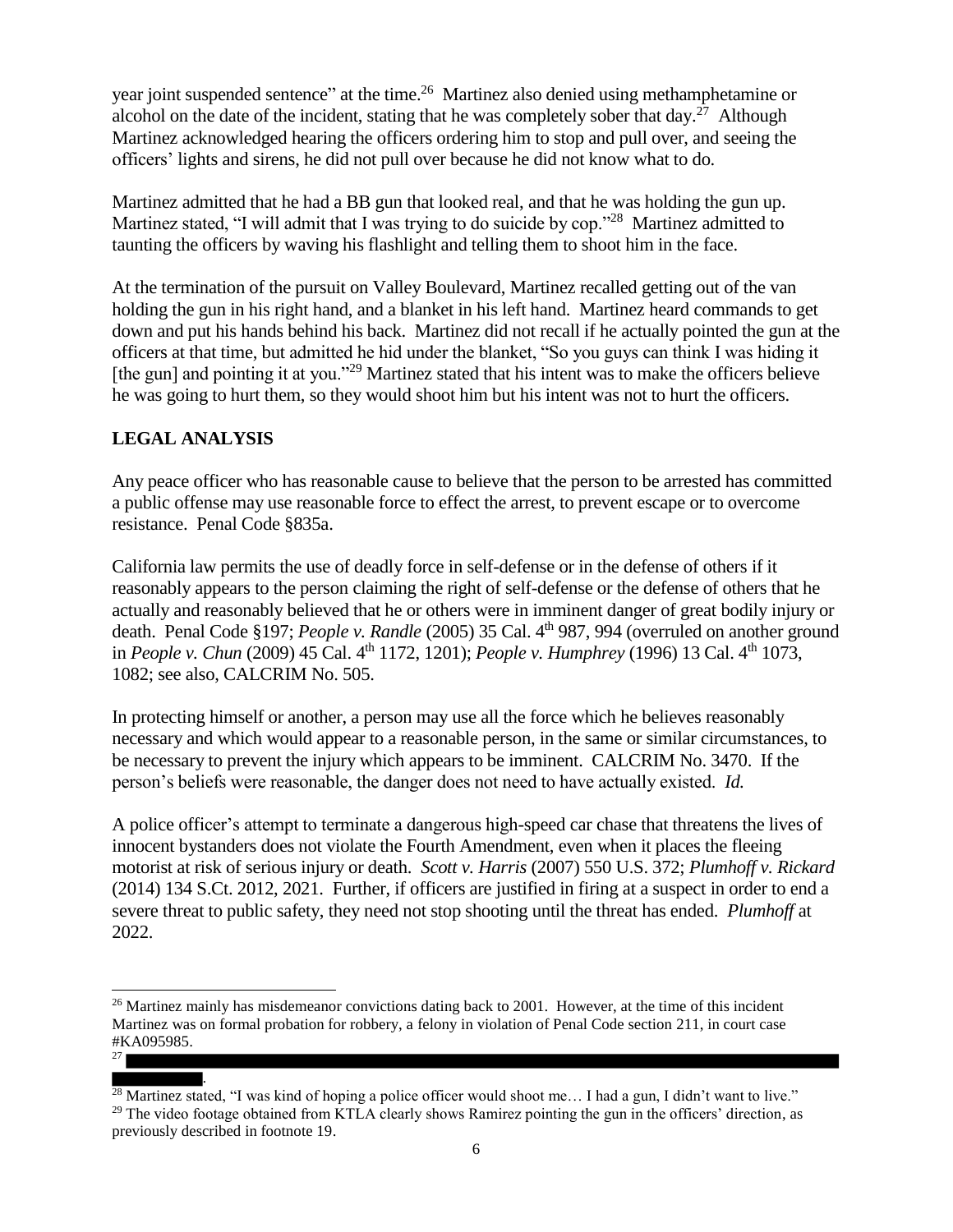year joint suspended sentence" at the time.[26] Martinez also denied using methamphetamine or alcohol on the date of the incident, stating that he was completely sober that day.[27] Although Martinez acknowledged hearing the officers ordering him to stop and pull over, and seeing the officers' lights and sirens, he did not pull over because he did not know what to do.

Martinez admitted that he had a BB gun that looked real, and that he was holding the gun up. Martinez stated, "I will admit that I was trying to do suicide by cop."[28] Martinez admitted to taunting the officers by waving his flashlight and telling them to shoot him in the face.

At the termination of the pursuit on Valley Boulevard, Martinez recalled getting out of the van holding the gun in his right hand, and a blanket in his left hand. Martinez heard commands to get down and put his hands behind his back. Martinez did not recall if he actually pointed the gun at the officers at that time, but admitted he hid under the blanket, "So you guys can think I was hiding it [the gun] and pointing it at you."[29] Martinez stated that his intent was to make the officers believe he was going to hurt them, so they would shoot him but his intent was not to hurt the officers.

## LEGAL ANALYSIS

Any peace officer who has reasonable cause to believe that the person to be arrested has committed a public offense may use reasonable force to effect the arrest, to prevent escape or to overcome resistance. Penal Code §835a.

California law permits the use of deadly force in self-defense or in the defense of others if it reasonably appears to the person claiming the right of self-defense or the defense of others that he actually and reasonably believed that he or others were in imminent danger of great bodily injury or death. Penal Code §197; *People v. Randle* (2005) 35 Cal. 4th 987, 994 (overruled on another ground in *People v. Chun* (2009) 45 Cal. 4th 1172, 1201); *People v. Humphrey* (1996) 13 Cal. 4th 1073, 1082; see also, CALCRIM No. 505.

In protecting himself or another, a person may use all the force which he believes reasonably necessary and which would appear to a reasonable person, in the same or similar circumstances, to be necessary to prevent the injury which appears to be imminent. CALCRIM No. 3470. If the person's beliefs were reasonable, the danger does not need to have actually existed. *Id.*

A police officer's attempt to terminate a dangerous high-speed car chase that threatens the lives of innocent bystanders does not violate the Fourth Amendment, even when it places the fleeing motorist at risk of serious injury or death. *Scott v. Harris* (2007) 550 U.S. 372; *Plumhoff v. Rickard* (2014) 134 S.Ct. 2012, 2021. Further, if officers are justified in firing at a suspect in order to end a severe threat to public safety, they need not stop shooting until the threat has ended. *Plumhoff* at 2022.

---

[26] Martinez mainly has misdemeanor convictions dating back to 2001. However, at the time of this incident Martinez was on formal probation for robbery, a felony in violation of Penal Code section 211, in court case #KA095985.

[27] [REDACTED].

[28] Martinez stated, "I was kind of hoping a police officer would shoot me… I had a gun, I didn't want to live."

[29] The video footage obtained from KTLA clearly shows Ramirez pointing the gun in the officers' direction, as previously described in footnote 19.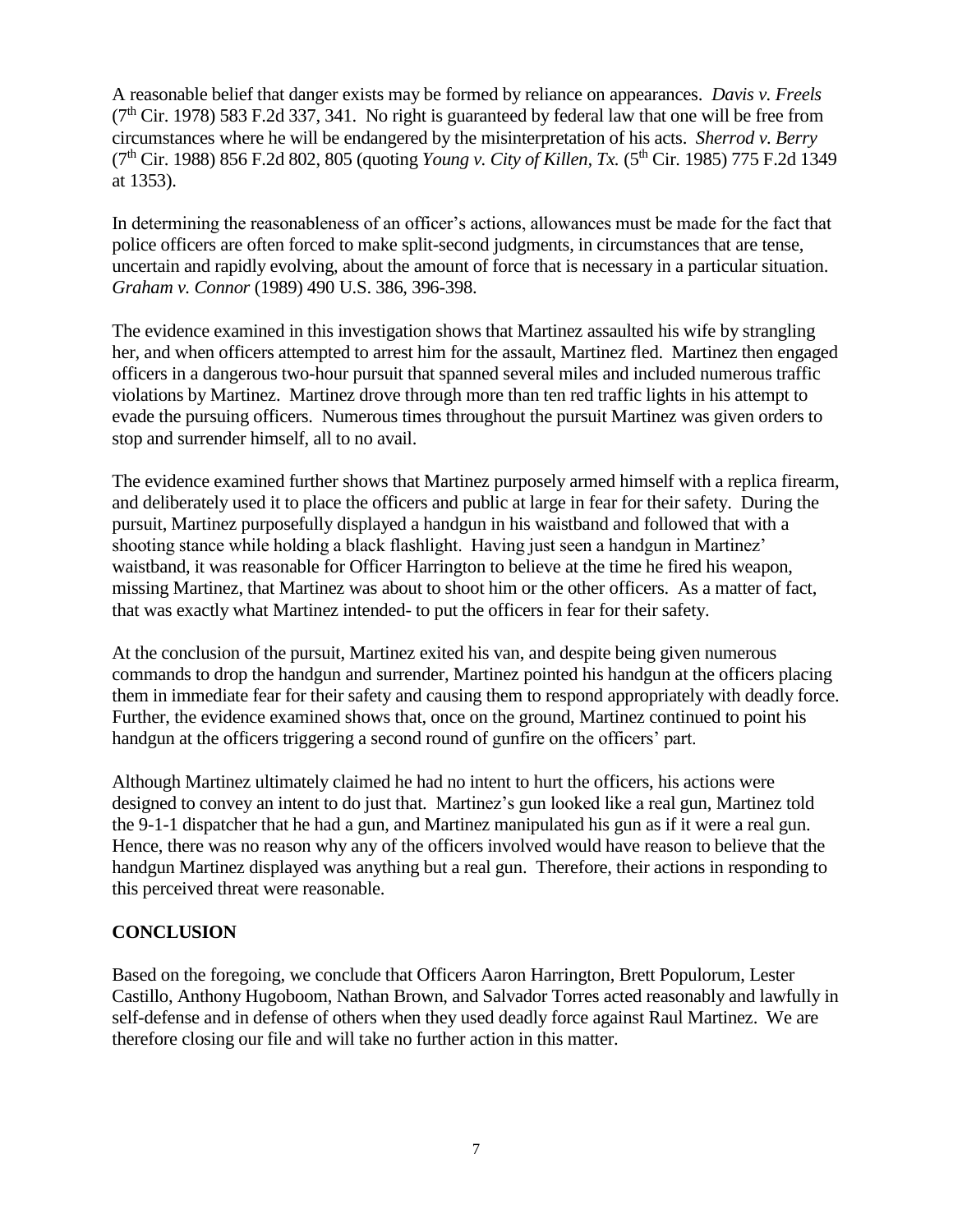A reasonable belief that danger exists may be formed by reliance on appearances. *Davis v. Freels* (7th Cir. 1978) 583 F.2d 337, 341. No right is guaranteed by federal law that one will be free from circumstances where he will be endangered by the misinterpretation of his acts. *Sherrod v. Berry* (7th Cir. 1988) 856 F.2d 802, 805 (quoting *Young v. City of Killen, Tx.* (5th Cir. 1985) 775 F.2d 1349 at 1353).

In determining the reasonableness of an officer's actions, allowances must be made for the fact that police officers are often forced to make split-second judgments, in circumstances that are tense, uncertain and rapidly evolving, about the amount of force that is necessary in a particular situation. *Graham v. Connor* (1989) 490 U.S. 386, 396-398.

The evidence examined in this investigation shows that Martinez assaulted his wife by strangling her, and when officers attempted to arrest him for the assault, Martinez fled. Martinez then engaged officers in a dangerous two-hour pursuit that spanned several miles and included numerous traffic violations by Martinez. Martinez drove through more than ten red traffic lights in his attempt to evade the pursuing officers. Numerous times throughout the pursuit Martinez was given orders to stop and surrender himself, all to no avail.

The evidence examined further shows that Martinez purposely armed himself with a replica firearm, and deliberately used it to place the officers and public at large in fear for their safety. During the pursuit, Martinez purposefully displayed a handgun in his waistband and followed that with a shooting stance while holding a black flashlight. Having just seen a handgun in Martinez' waistband, it was reasonable for Officer Harrington to believe at the time he fired his weapon, missing Martinez, that Martinez was about to shoot him or the other officers. As a matter of fact, that was exactly what Martinez intended- to put the officers in fear for their safety.

At the conclusion of the pursuit, Martinez exited his van, and despite being given numerous commands to drop the handgun and surrender, Martinez pointed his handgun at the officers placing them in immediate fear for their safety and causing them to respond appropriately with deadly force. Further, the evidence examined shows that, once on the ground, Martinez continued to point his handgun at the officers triggering a second round of gunfire on the officers' part.

Although Martinez ultimately claimed he had no intent to hurt the officers, his actions were designed to convey an intent to do just that. Martinez's gun looked like a real gun, Martinez told the 9-1-1 dispatcher that he had a gun, and Martinez manipulated his gun as if it were a real gun. Hence, there was no reason why any of the officers involved would have reason to believe that the handgun Martinez displayed was anything but a real gun. Therefore, their actions in responding to this perceived threat were reasonable.

## CONCLUSION

Based on the foregoing, we conclude that Officers Aaron Harrington, Brett Populorum, Lester Castillo, Anthony Hugoboom, Nathan Brown, and Salvador Torres acted reasonably and lawfully in self-defense and in defense of others when they used deadly force against Raul Martinez. We are therefore closing our file and will take no further action in this matter.